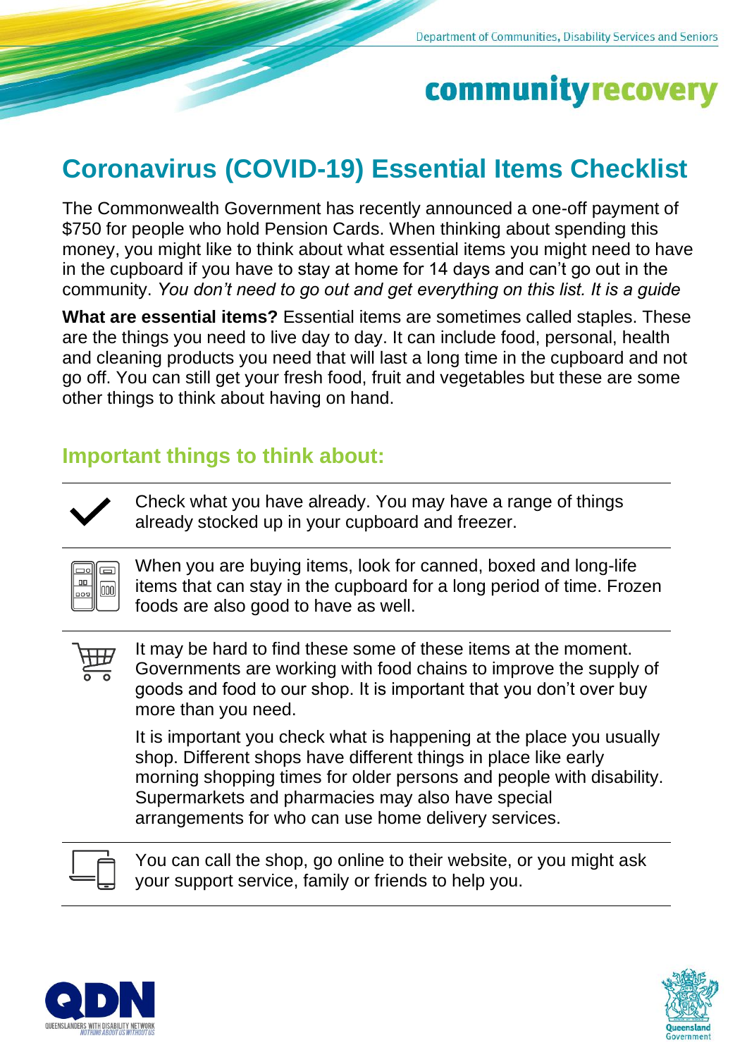Department of Communities, Disability Services and Seniors

community recovery

# Coronavirus (COVID-19) Essential Items Checklist

The Commonwealth Government has recently announced a one-off payment of $750 for people who hold Pension Cards. When thinking about spending this money, you might like to think about what essential items you might need to have in the cupboard if you have to stay at home for 14 days and can't go out in the community. *You don't need to go out and get everything on this list. It is a guide*

**What are essential items?** Essential items are sometimes called staples. These are the things you need to live day to day. It can include food, personal, health and cleaning products you need that will last a long time in the cupboard and not go off. You can still get your fresh food, fruit and vegetables but these are some other things to think about having on hand.

## Important things to think about:

Check what you have already. You may have a range of things already stocked up in your cupboard and freezer.

When you are buying items, look for canned, boxed and long-life items that can stay in the cupboard for a long period of time. Frozen foods are also good to have as well.

It may be hard to find these some of these items at the moment. Governments are working with food chains to improve the supply of goods and food to our shop. It is important that you don't over buy more than you need.

It is important you check what is happening at the place you usually shop. Different shops have different things in place like early morning shopping times for older persons and people with disability. Supermarkets and pharmacies may also have special arrangements for who can use home delivery services.

You can call the shop, go online to their website, or you might ask your support service, family or friends to help you.

QDN QUEENSLANDERS WITH DISABILITY NETWORK *NOTHING ABOUT US WITHOUT US*

Queensland Government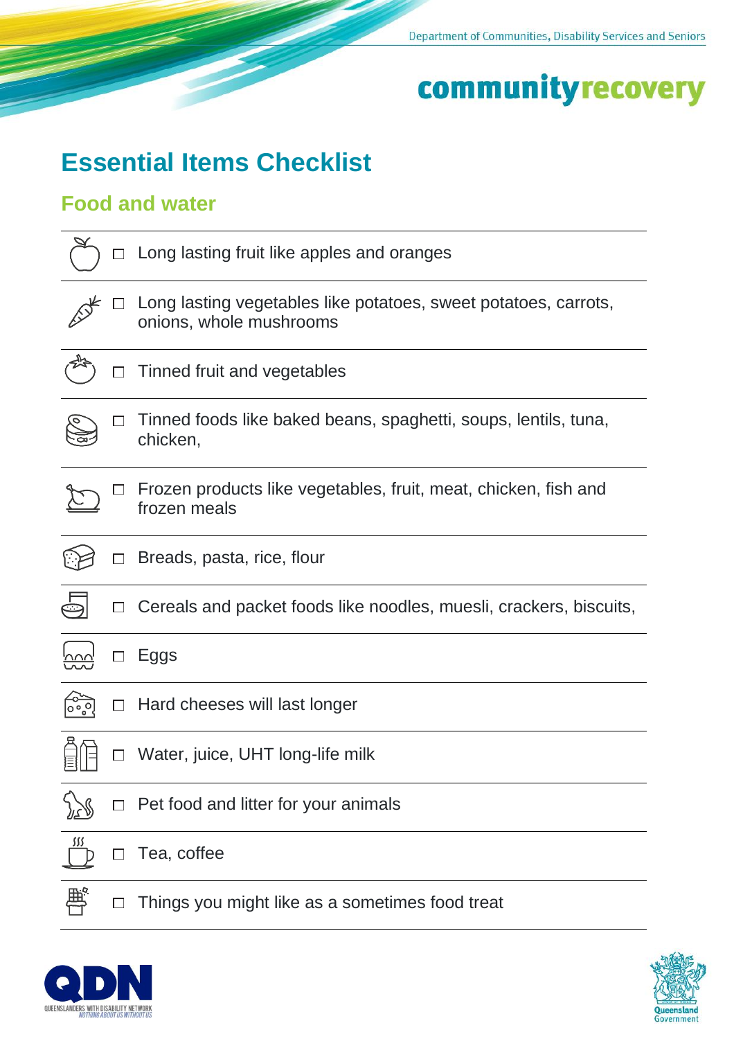# Essential Items Checklist

## Food and water

- ☐ Long lasting fruit like apples and oranges
- ☐ Long lasting vegetables like potatoes, sweet potatoes, carrots, onions, whole mushrooms
- ☐ Tinned fruit and vegetables
- ☐ Tinned foods like baked beans, spaghetti, soups, lentils, tuna, chicken,
- ☐ Frozen products like vegetables, fruit, meat, chicken, fish and frozen meals
- ☐ Breads, pasta, rice, flour
- ☐ Cereals and packet foods like noodles, muesli, crackers, biscuits,
- ☐ Eggs
- ☐ Hard cheeses will last longer
- ☐ Water, juice, UHT long-life milk
- ☐ Pet food and litter for your animals
- ☐ Tea, coffee
- ☐ Things you might like as a sometimes food treat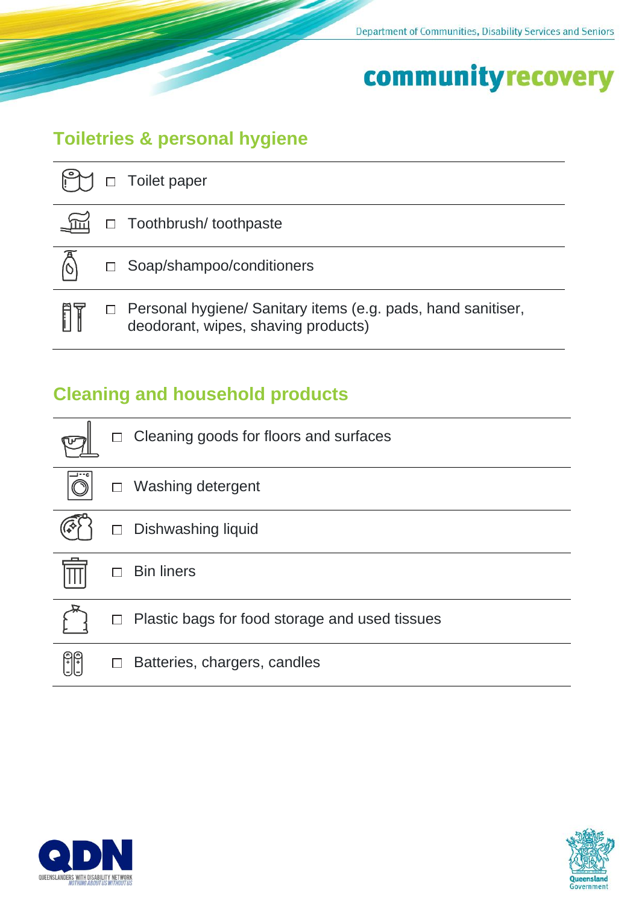## Toiletries & personal hygiene

- ☐ Toilet paper
- ☐ Toothbrush/ toothpaste
- ☐ Soap/shampoo/conditioners
- ☐ Personal hygiene/ Sanitary items (e.g. pads, hand sanitiser, deodorant, wipes, shaving products)

## Cleaning and household products

- ☐ Cleaning goods for floors and surfaces
- ☐ Washing detergent
- ☐ Dishwashing liquid
- ☐ Bin liners
- ☐ Plastic bags for food storage and used tissues
- ☐ Batteries, chargers, candles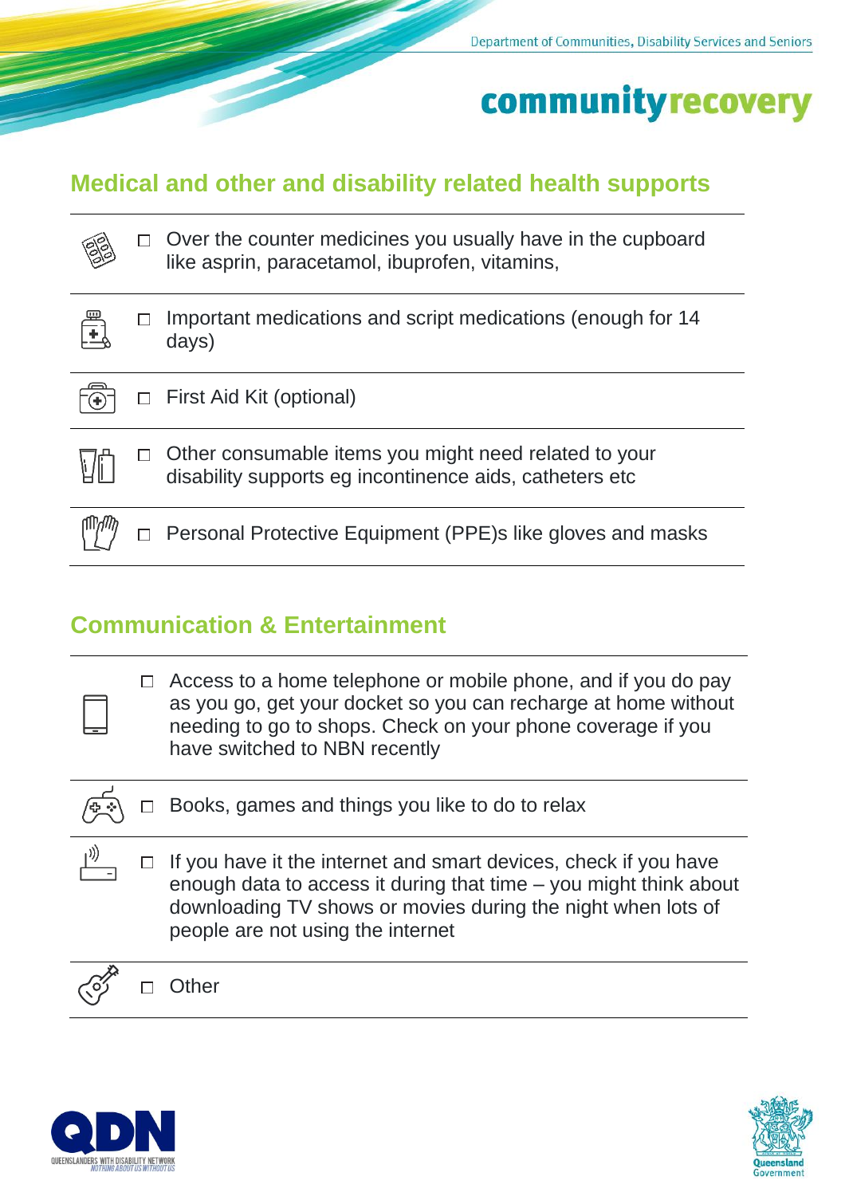## Medical and other and disability related health supports

- ☐ Over the counter medicines you usually have in the cupboard like asprin, paracetamol, ibuprofen, vitamins,
- ☐ Important medications and script medications (enough for 14 days)
- ☐ First Aid Kit (optional)
- ☐ Other consumable items you might need related to your disability supports eg incontinence aids, catheters etc
- ☐ Personal Protective Equipment (PPE)s like gloves and masks

## Communication & Entertainment

- ☐ Access to a home telephone or mobile phone, and if you do pay as you go, get your docket so you can recharge at home without needing to go to shops. Check on your phone coverage if you have switched to NBN recently
- ☐ Books, games and things you like to do to relax
- ☐ If you have it the internet and smart devices, check if you have enough data to access it during that time – you might think about downloading TV shows or movies during the night when lots of people are not using the internet
- ☐ Other